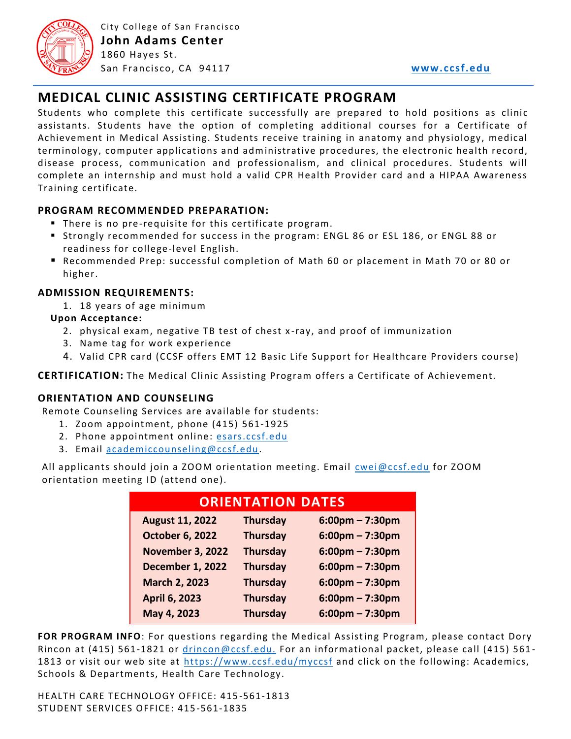City College of San Francisco
**John Adams Center**
1860 Hayes St.
San Francisco, CA 94117

www.ccsf.edu

# MEDICAL CLINIC ASSISTING CERTIFICATE PROGRAM

Students who complete this certificate successfully are prepared to hold positions as clinic assistants. Students have the option of completing additional courses for a Certificate of Achievement in Medical Assisting. Students receive training in anatomy and physiology, medical terminology, computer applications and administrative procedures, the electronic health record, disease process, communication and professionalism, and clinical procedures. Students will complete an internship and must hold a valid CPR Health Provider card and a HIPAA Awareness Training certificate.

### PROGRAM RECOMMENDED PREPARATION:

- There is no pre-requisite for this certificate program.
- Strongly recommended for success in the program: ENGL 86 or ESL 186, or ENGL 88 or readiness for college-level English.
- Recommended Prep: successful completion of Math 60 or placement in Math 70 or 80 or higher.

### ADMISSION REQUIREMENTS:

1. 18 years of age minimum

**Upon Acceptance:**

2. physical exam, negative TB test of chest x-ray, and proof of immunization
3. Name tag for work experience
4. Valid CPR card (CCSF offers EMT 12 Basic Life Support for Healthcare Providers course)

**CERTIFICATION:** The Medical Clinic Assisting Program offers a Certificate of Achievement.

### ORIENTATION AND COUNSELING

Remote Counseling Services are available for students:

1. Zoom appointment, phone (415) 561-1925
2. Phone appointment online: esars.ccsf.edu
3. Email academiccounseling@ccsf.edu.

All applicants should join a ZOOM orientation meeting. Email cwei@ccsf.edu for ZOOM orientation meeting ID (attend one).

| ORIENTATION DATES | | |
|---|---|---|
| **August 11, 2022** | **Thursday** | **6:00pm – 7:30pm** |
| **October 6, 2022** | **Thursday** | **6:00pm – 7:30pm** |
| **November 3, 2022** | **Thursday** | **6:00pm – 7:30pm** |
| **December 1, 2022** | **Thursday** | **6:00pm – 7:30pm** |
| **March 2, 2023** | **Thursday** | **6:00pm – 7:30pm** |
| **April 6, 2023** | **Thursday** | **6:00pm – 7:30pm** |
| **May 4, 2023** | **Thursday** | **6:00pm – 7:30pm** |

**FOR PROGRAM INFO**: For questions regarding the Medical Assisting Program, please contact Dory Rincon at (415) 561-1821 or drincon@ccsf.edu. For an informational packet, please call (415) 561-1813 or visit our web site at https://www.ccsf.edu/myccsf and click on the following: Academics, Schools & Departments, Health Care Technology.

HEALTH CARE TECHNOLOGY OFFICE: 415-561-1813
STUDENT SERVICES OFFICE: 415-561-1835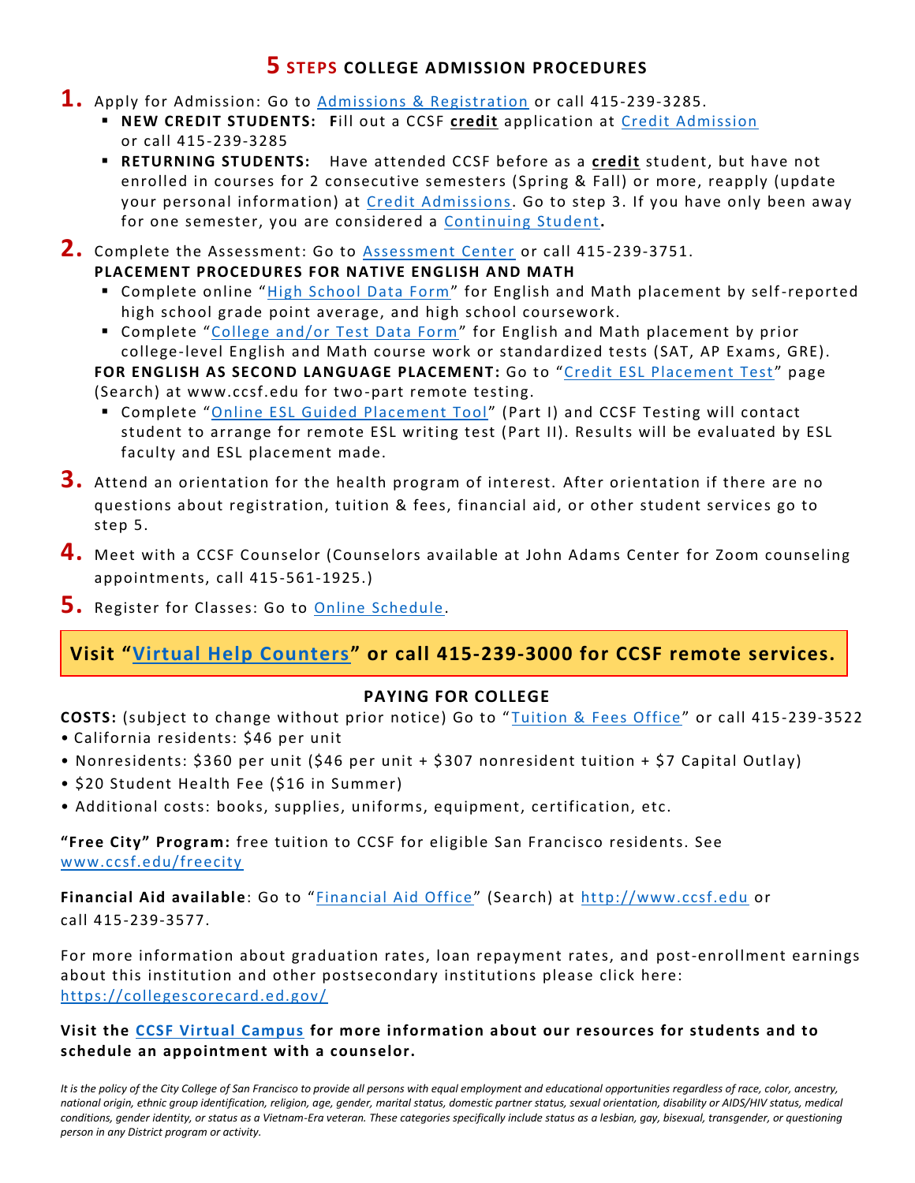# 5 STEPS COLLEGE ADMISSION PROCEDURES

**1.** Apply for Admission: Go to Admissions & Registration or call 415-239-3285.

- **NEW CREDIT STUDENTS:** **F**ill out a CCSF **credit** application at Credit Admission or call 415-239-3285
- **RETURNING STUDENTS:** Have attended CCSF before as a **credit** student, but have not enrolled in courses for 2 consecutive semesters (Spring & Fall) or more, reapply (update your personal information) at Credit Admissions. Go to step 3. If you have only been away for one semester, you are considered a Continuing Student**.**

**2.** Complete the Assessment: Go to Assessment Center or call 415-239-3751.

**PLACEMENT PROCEDURES FOR NATIVE ENGLISH AND MATH**

- Complete online "High School Data Form" for English and Math placement by self-reported high school grade point average, and high school coursework.
- Complete "College and/or Test Data Form" for English and Math placement by prior college-level English and Math course work or standardized tests (SAT, AP Exams, GRE).

**FOR ENGLISH AS SECOND LANGUAGE PLACEMENT:** Go to "Credit ESL Placement Test" page (Search) at www.ccsf.edu for two-part remote testing.

- Complete "Online ESL Guided Placement Tool" (Part I) and CCSF Testing will contact student to arrange for remote ESL writing test (Part II). Results will be evaluated by ESL faculty and ESL placement made.

**3.** Attend an orientation for the health program of interest. After orientation if there are no questions about registration, tuition & fees, financial aid, or other student services go to step 5.

**4.** Meet with a CCSF Counselor (Counselors available at John Adams Center for Zoom counseling appointments, call 415-561-1925.)

**5.** Register for Classes: Go to Online Schedule.

**Visit "Virtual Help Counters" or call 415-239-3000 for CCSF remote services.**

## PAYING FOR COLLEGE

**COSTS:** (subject to change without prior notice) Go to "Tuition & Fees Office" or call 415-239-3522

- California residents: $46 per unit
- Nonresidents: $360 per unit ($46 per unit + $307 nonresident tuition + $7 Capital Outlay)
- $20 Student Health Fee ($16 in Summer)
- Additional costs: books, supplies, uniforms, equipment, certification, etc.

**"Free City" Program:** free tuition to CCSF for eligible San Francisco residents. See www.ccsf.edu/freecity

**Financial Aid available**: Go to "Financial Aid Office" (Search) at http://www.ccsf.edu or call 415-239-3577.

For more information about graduation rates, loan repayment rates, and post-enrollment earnings about this institution and other postsecondary institutions please click here: https://collegescorecard.ed.gov/

**Visit the CCSF Virtual Campus for more information about our resources for students and to schedule an appointment with a counselor.**

*It is the policy of the City College of San Francisco to provide all persons with equal employment and educational opportunities regardless of race, color, ancestry, national origin, ethnic group identification, religion, age, gender, marital status, domestic partner status, sexual orientation, disability or AIDS/HIV status, medical conditions, gender identity, or status as a Vietnam-Era veteran. These categories specifically include status as a lesbian, gay, bisexual, transgender, or questioning person in any District program or activity.*